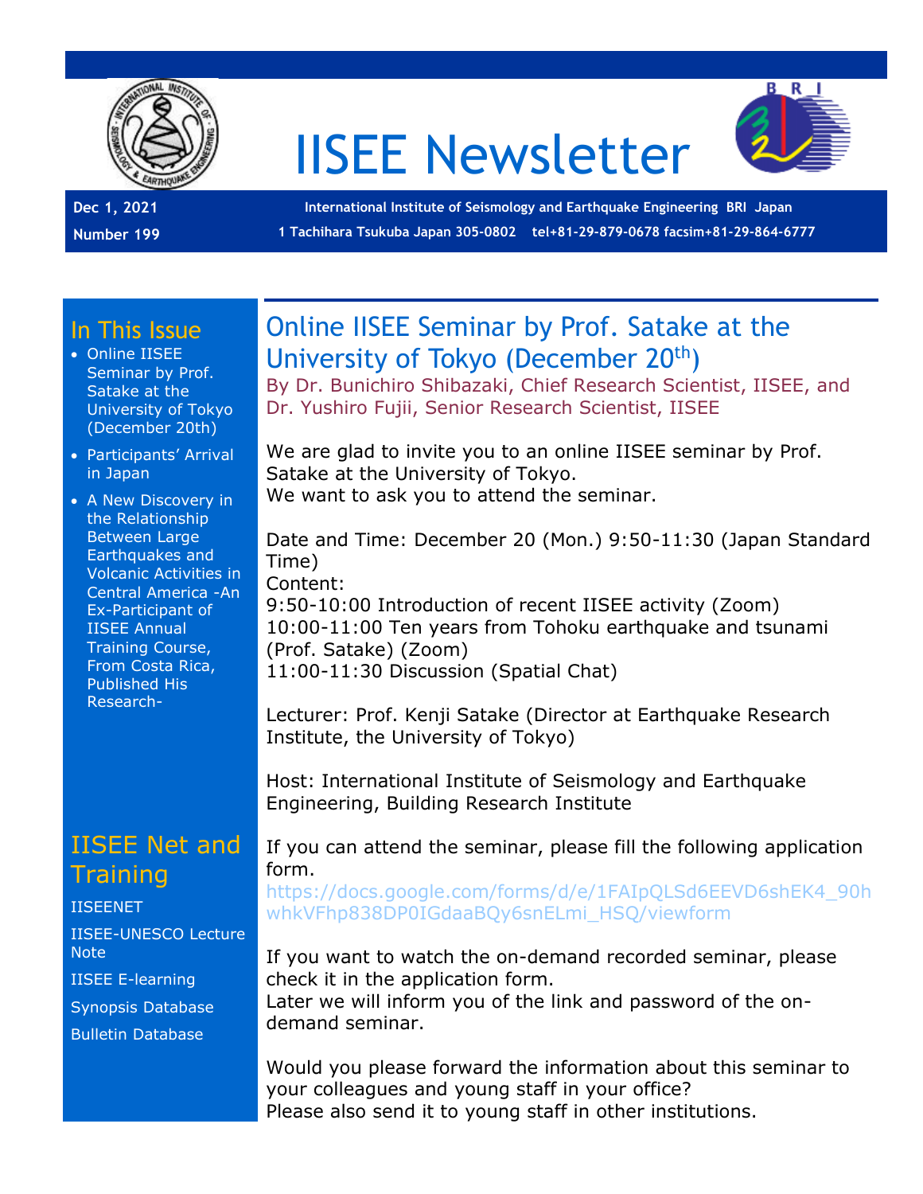# IISEE Newsletter

**Dec 1, 2021**

**Number 199**

**International Institute of Seismology and Earthquake Engineering BRI Japan**

**1 Tachihara Tsukuba Japan 305-0802 tel+81-29-879-0678 facsim+81-29-864-6777**

## In This Issue

- Online IISEE Seminar by Prof. Satake at the University of Tokyo (December 20th)
- Participants' Arrival in Japan
- A New Discovery in the Relationship Between Large Earthquakes and Volcanic Activities in Central America -An Ex-Participant of IISEE Annual Training Course, From Costa Rica, Published His Research-

## IISEE Net and Training

IISEENET

IISEE-UNESCO Lecture Note

IISEE E-learning

Synopsis Database

Bulletin Database

## Online IISEE Seminar by Prof. Satake at the University of Tokyo (December 20th)

By Dr. Bunichiro Shibazaki, Chief Research Scientist, IISEE, and Dr. Yushiro Fujii, Senior Research Scientist, IISEE

We are glad to invite you to an online IISEE seminar by Prof. Satake at the University of Tokyo.
We want to ask you to attend the seminar.

Date and Time: December 20 (Mon.) 9:50-11:30 (Japan Standard Time)
Content:
9:50-10:00 Introduction of recent IISEE activity (Zoom)
10:00-11:00 Ten years from Tohoku earthquake and tsunami (Prof. Satake) (Zoom)
11:00-11:30 Discussion (Spatial Chat)

Lecturer: Prof. Kenji Satake (Director at Earthquake Research Institute, the University of Tokyo)

Host: International Institute of Seismology and Earthquake Engineering, Building Research Institute

If you can attend the seminar, please fill the following application form.
https://docs.google.com/forms/d/e/1FAIpQLSd6EEVD6shEK4_90hwhkVFhp838DP0IGdaaBQy6snELmi_HSQ/viewform

If you want to watch the on-demand recorded seminar, please check it in the application form.
Later we will inform you of the link and password of the on-demand seminar.

Would you please forward the information about this seminar to your colleagues and young staff in your office?
Please also send it to young staff in other institutions.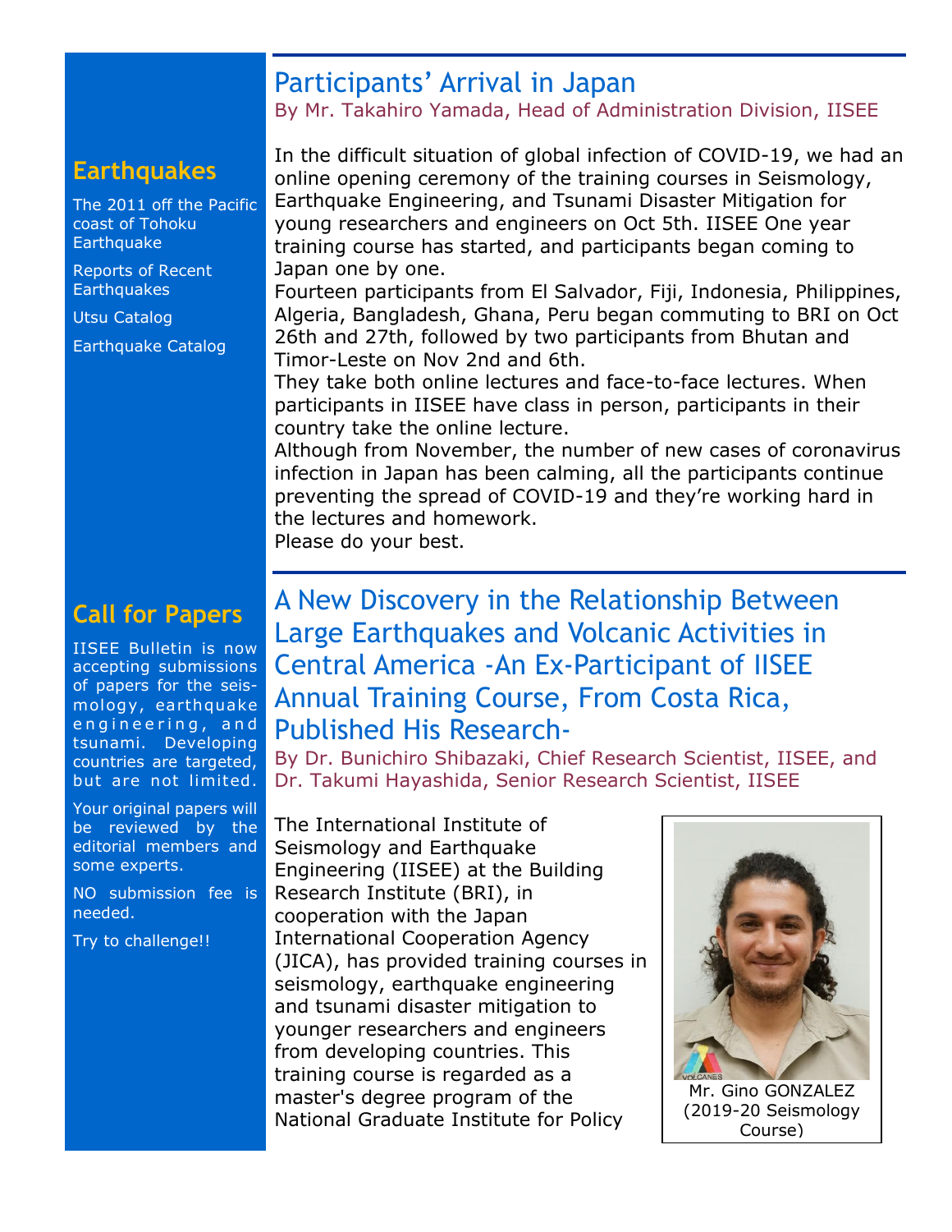## Earthquakes

The 2011 off the Pacific coast of Tohoku Earthquake

Reports of Recent Earthquakes

Utsu Catalog

Earthquake Catalog

## Call for Papers

IISEE Bulletin is now accepting submissions of papers for the seismology, earthquake engineering, and tsunami. Developing countries are targeted, but are not limited.

Your original papers will be reviewed by the editorial members and some experts.

NO submission fee is needed.

Try to challenge!!

# Participants' Arrival in Japan

By Mr. Takahiro Yamada, Head of Administration Division, IISEE

In the difficult situation of global infection of COVID-19, we had an online opening ceremony of the training courses in Seismology, Earthquake Engineering, and Tsunami Disaster Mitigation for young researchers and engineers on Oct 5th. IISEE One year training course has started, and participants began coming to Japan one by one.

Fourteen participants from El Salvador, Fiji, Indonesia, Philippines, Algeria, Bangladesh, Ghana, Peru began commuting to BRI on Oct 26th and 27th, followed by two participants from Bhutan and Timor-Leste on Nov 2nd and 6th.

They take both online lectures and face-to-face lectures. When participants in IISEE have class in person, participants in their country take the online lecture.

Although from November, the number of new cases of coronavirus infection in Japan has been calming, all the participants continue preventing the spread of COVID-19 and they're working hard in the lectures and homework.

Please do your best.

# A New Discovery in the Relationship Between Large Earthquakes and Volcanic Activities in Central America -An Ex-Participant of IISEE Annual Training Course, From Costa Rica, Published His Research-

By Dr. Bunichiro Shibazaki, Chief Research Scientist, IISEE, and Dr. Takumi Hayashida, Senior Research Scientist, IISEE

The International Institute of Seismology and Earthquake Engineering (IISEE) at the Building Research Institute (BRI), in cooperation with the Japan International Cooperation Agency (JICA), has provided training courses in seismology, earthquake engineering and tsunami disaster mitigation to younger researchers and engineers from developing countries. This training course is regarded as a master's degree program of the National Graduate Institute for Policy

Mr. Gino GONZALEZ (2019-20 Seismology Course)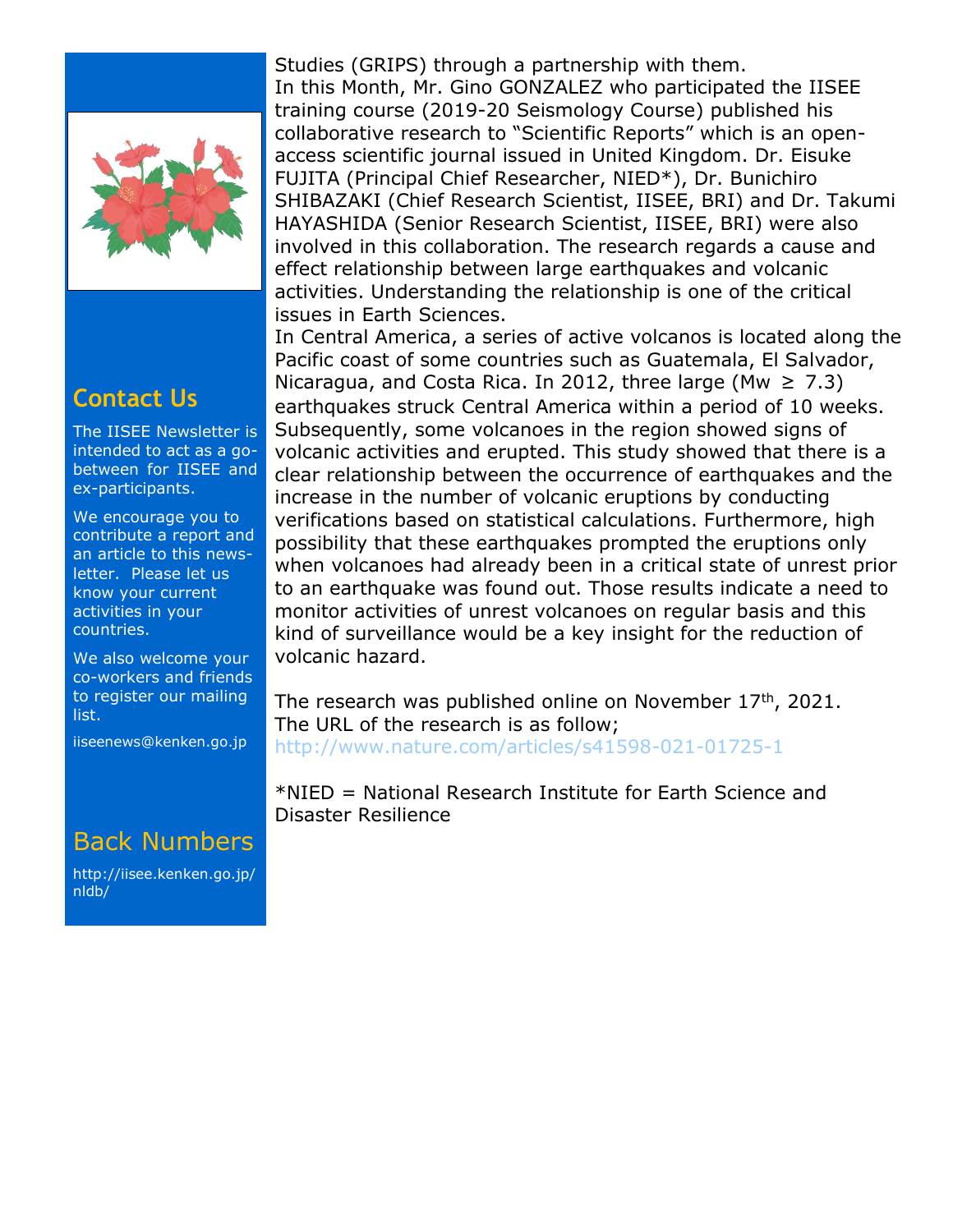Studies (GRIPS) through a partnership with them.

In this Month, Mr. Gino GONZALEZ who participated the IISEE training course (2019-20 Seismology Course) published his collaborative research to “Scientific Reports” which is an open-access scientific journal issued in United Kingdom. Dr. Eisuke FUJITA (Principal Chief Researcher, NIED*), Dr. Bunichiro SHIBAZAKI (Chief Research Scientist, IISEE, BRI) and Dr. Takumi HAYASHIDA (Senior Research Scientist, IISEE, BRI) were also involved in this collaboration. The research regards a cause and effect relationship between large earthquakes and volcanic activities. Understanding the relationship is one of the critical issues in Earth Sciences.

In Central America, a series of active volcanos is located along the Pacific coast of some countries such as Guatemala, El Salvador, Nicaragua, and Costa Rica. In 2012, three large ($Mw \geq 7.3$) earthquakes struck Central America within a period of 10 weeks. Subsequently, some volcanoes in the region showed signs of volcanic activities and erupted. This study showed that there is a clear relationship between the occurrence of earthquakes and the increase in the number of volcanic eruptions by conducting verifications based on statistical calculations. Furthermore, high possibility that these earthquakes prompted the eruptions only when volcanoes had already been in a critical state of unrest prior to an earthquake was found out. Those results indicate a need to monitor activities of unrest volcanoes on regular basis and this kind of surveillance would be a key insight for the reduction of volcanic hazard.

The research was published online on November 17th, 2021.
The URL of the research is as follow;
http://www.nature.com/articles/s41598-021-01725-1

*NIED = National Research Institute for Earth Science and Disaster Resilience

## Contact Us

The IISEE Newsletter is intended to act as a go-between for IISEE and ex-participants.

We encourage you to contribute a report and an article to this newsletter. Please let us know your current activities in your countries.

We also welcome your co-workers and friends to register our mailing list.

iiseenews@kenken.go.jp

## Back Numbers

http://iisee.kenken.go.jp/nldb/